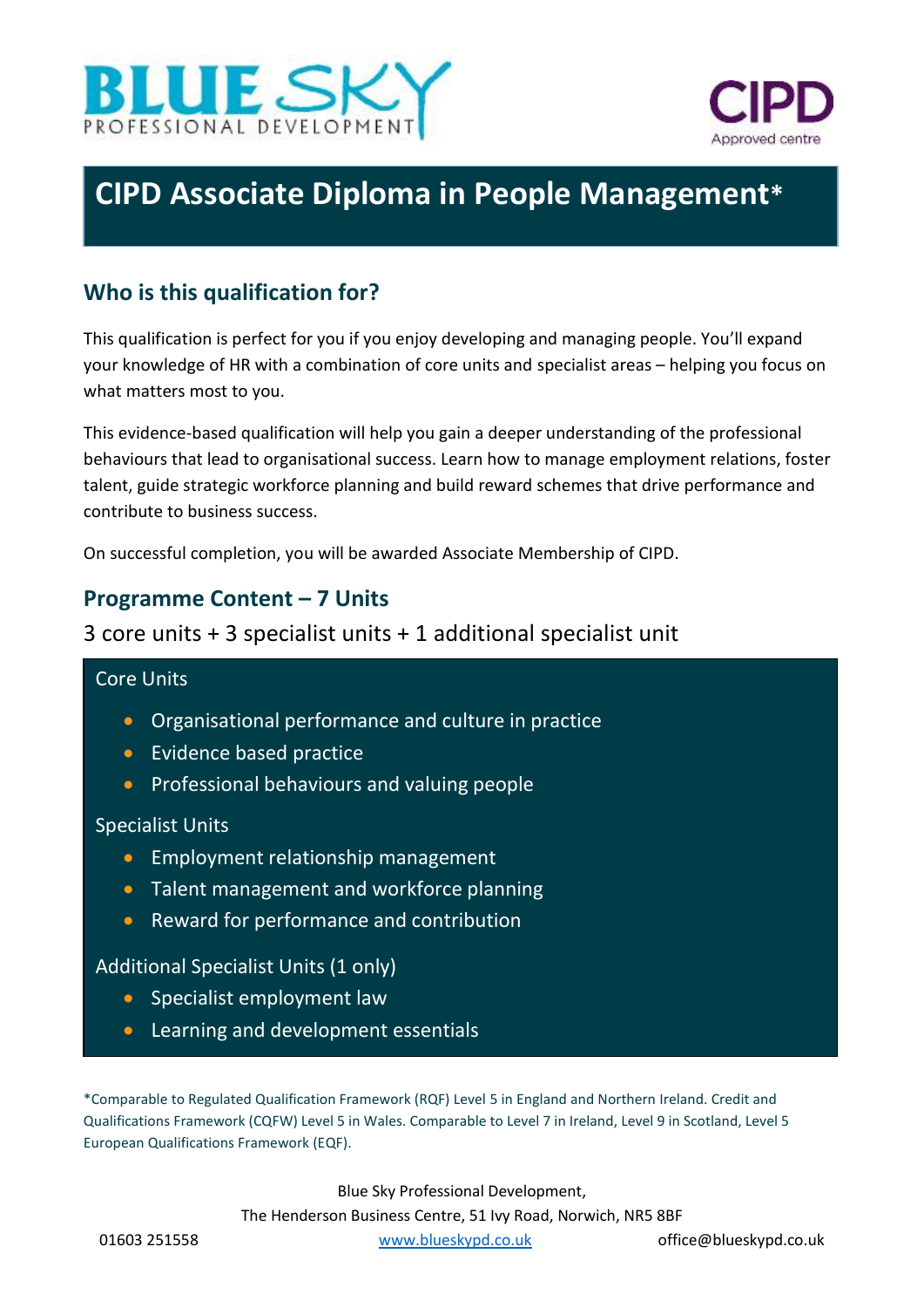BLUE SKY
PROFESSIONAL DEVELOPMENT

CIPD
Approved centre

# CIPD Associate Diploma in People Management*

## Who is this qualification for?

This qualification is perfect for you if you enjoy developing and managing people. You'll expand your knowledge of HR with a combination of core units and specialist areas – helping you focus on what matters most to you.

This evidence-based qualification will help you gain a deeper understanding of the professional behaviours that lead to organisational success. Learn how to manage employment relations, foster talent, guide strategic workforce planning and build reward schemes that drive performance and contribute to business success.

On successful completion, you will be awarded Associate Membership of CIPD.

## Programme Content – 7 Units

3 core units + 3 specialist units + 1 additional specialist unit

Core Units

- Organisational performance and culture in practice
- Evidence based practice
- Professional behaviours and valuing people

Specialist Units

- Employment relationship management
- Talent management and workforce planning
- Reward for performance and contribution

Additional Specialist Units (1 only)

- Specialist employment law
- Learning and development essentials

*Comparable to Regulated Qualification Framework (RQF) Level 5 in England and Northern Ireland. Credit and Qualifications Framework (CQFW) Level 5 in Wales. Comparable to Level 7 in Ireland, Level 9 in Scotland, Level 5 European Qualifications Framework (EQF).

Blue Sky Professional Development,
The Henderson Business Centre, 51 Ivy Road, Norwich, NR5 8BF

01603 251558 www.blueskypd.co.uk office@blueskypd.co.uk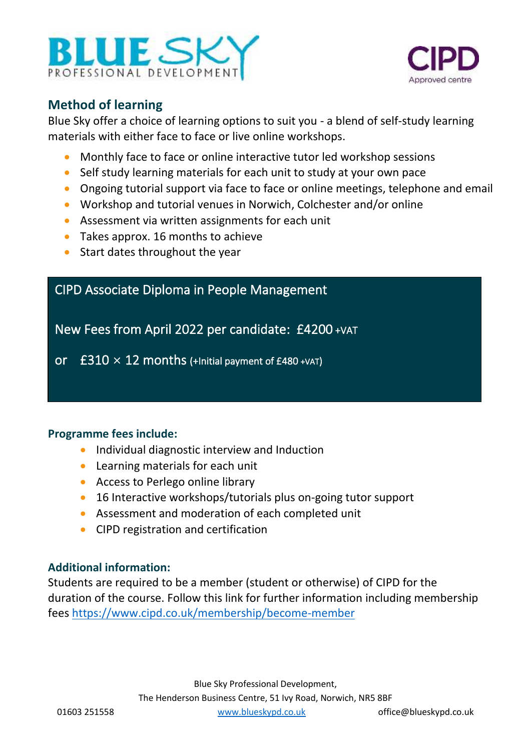## Method of learning

Blue Sky offer a choice of learning options to suit you - a blend of self-study learning materials with either face to face or live online workshops.

- Monthly face to face or online interactive tutor led workshop sessions
- Self study learning materials for each unit to study at your own pace
- Ongoing tutorial support via face to face or online meetings, telephone and email
- Workshop and tutorial venues in Norwich, Colchester and/or online
- Assessment via written assignments for each unit
- Takes approx. 16 months to achieve
- Start dates throughout the year

**CIPD Associate Diploma in People Management**

**New Fees from April 2022 per candidate: £4200 +VAT**

**or £310 × 12 months** (+Initial payment of £480 +VAT)

### Programme fees include:

- Individual diagnostic interview and Induction
- Learning materials for each unit
- Access to Perlego online library
- 16 Interactive workshops/tutorials plus on-going tutor support
- Assessment and moderation of each completed unit
- CIPD registration and certification

### Additional information:

Students are required to be a member (student or otherwise) of CIPD for the duration of the course. Follow this link for further information including membership fees https://www.cipd.co.uk/membership/become-member

Blue Sky Professional Development,
The Henderson Business Centre, 51 Ivy Road, Norwich, NR5 8BF
01603 251558 www.blueskypd.co.uk office@blueskypd.co.uk